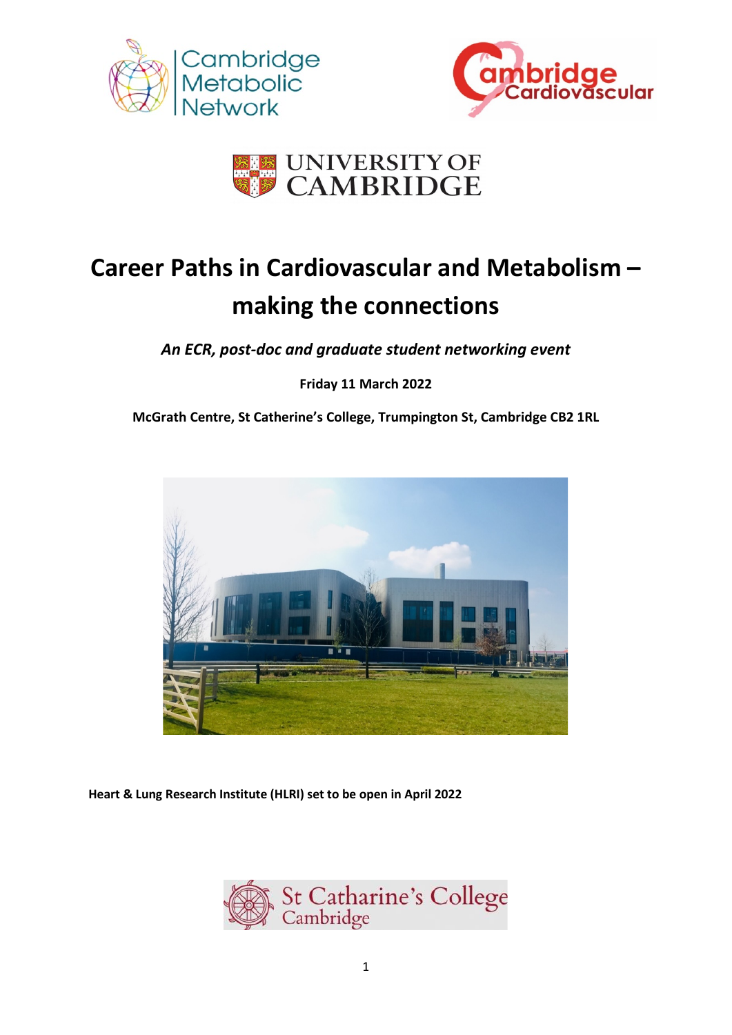# Career Paths in Cardiovascular and Metabolism – making the connections

***An ECR, post-doc and graduate student networking event***

**Friday 11 March 2022**

**McGrath Centre, St Catherine's College, Trumpington St, Cambridge CB2 1RL**

**Heart & Lung Research Institute (HLRI) set to be open in April 2022**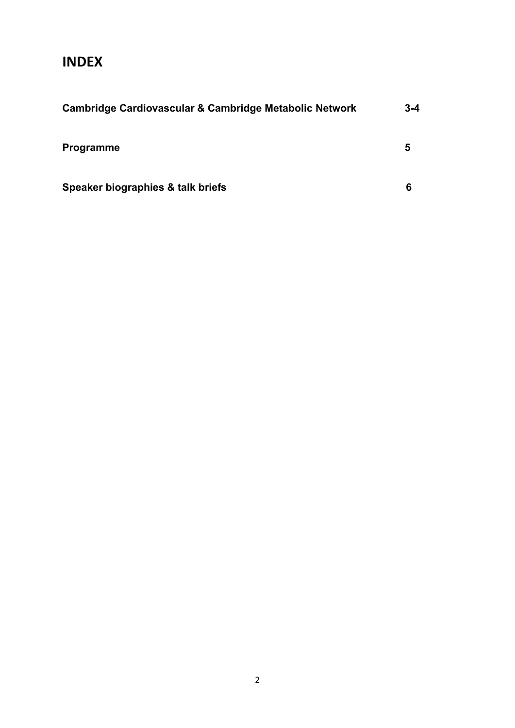# INDEX

| | |
|---|---|
| **Cambridge Cardiovascular & Cambridge Metabolic Network** | **3-4** |
| **Programme** | **5** |
| **Speaker biographies & talk briefs** | **6** |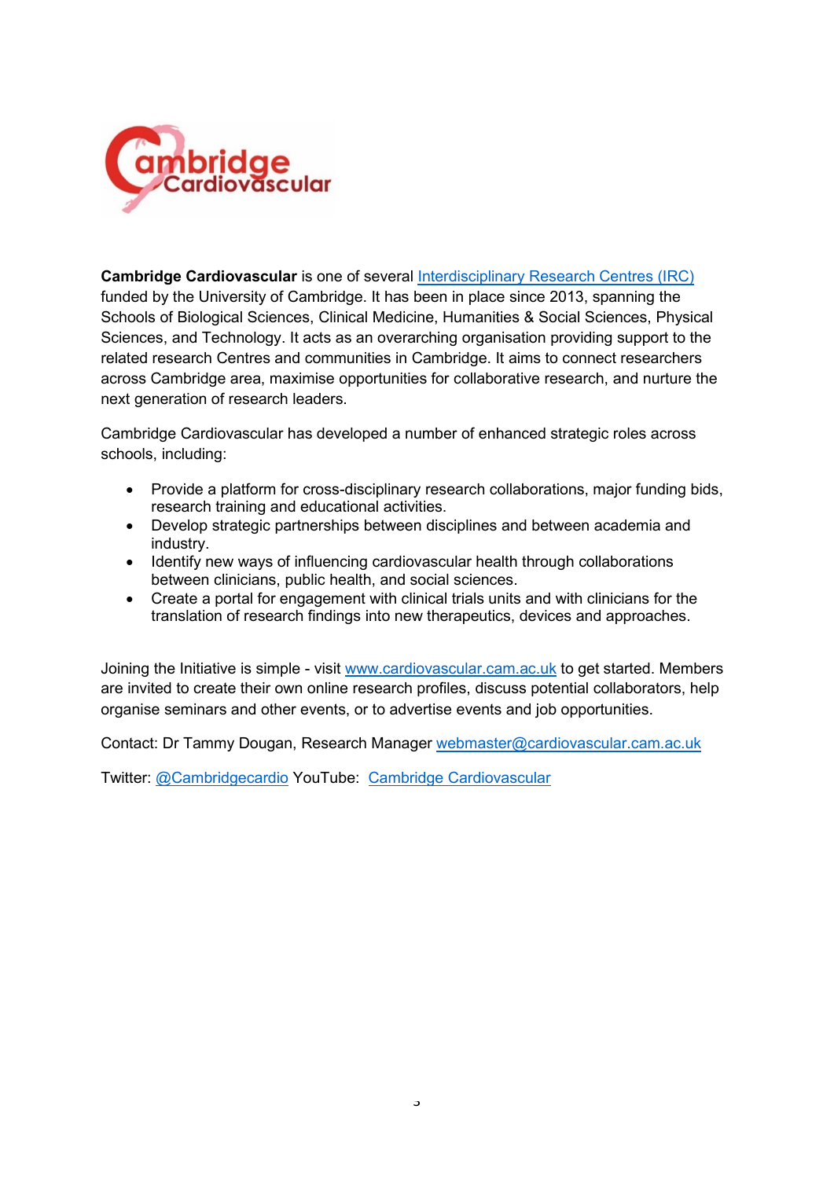**Cambridge Cardiovascular** is one of several [Interdisciplinary Research Centres (IRC)](#) funded by the University of Cambridge. It has been in place since 2013, spanning the Schools of Biological Sciences, Clinical Medicine, Humanities & Social Sciences, Physical Sciences, and Technology. It acts as an overarching organisation providing support to the related research Centres and communities in Cambridge. It aims to connect researchers across Cambridge area, maximise opportunities for collaborative research, and nurture the next generation of research leaders.

Cambridge Cardiovascular has developed a number of enhanced strategic roles across schools, including:

- Provide a platform for cross-disciplinary research collaborations, major funding bids, research training and educational activities.
- Develop strategic partnerships between disciplines and between academia and industry.
- Identify new ways of influencing cardiovascular health through collaborations between clinicians, public health, and social sciences.
- Create a portal for engagement with clinical trials units and with clinicians for the translation of research findings into new therapeutics, devices and approaches.

Joining the Initiative is simple - visit www.cardiovascular.cam.ac.uk to get started. Members are invited to create their own online research profiles, discuss potential collaborators, help organise seminars and other events, or to advertise events and job opportunities.

Contact: Dr Tammy Dougan, Research Manager webmaster@cardiovascular.cam.ac.uk

Twitter: @Cambridgecardio YouTube: Cambridge Cardiovascular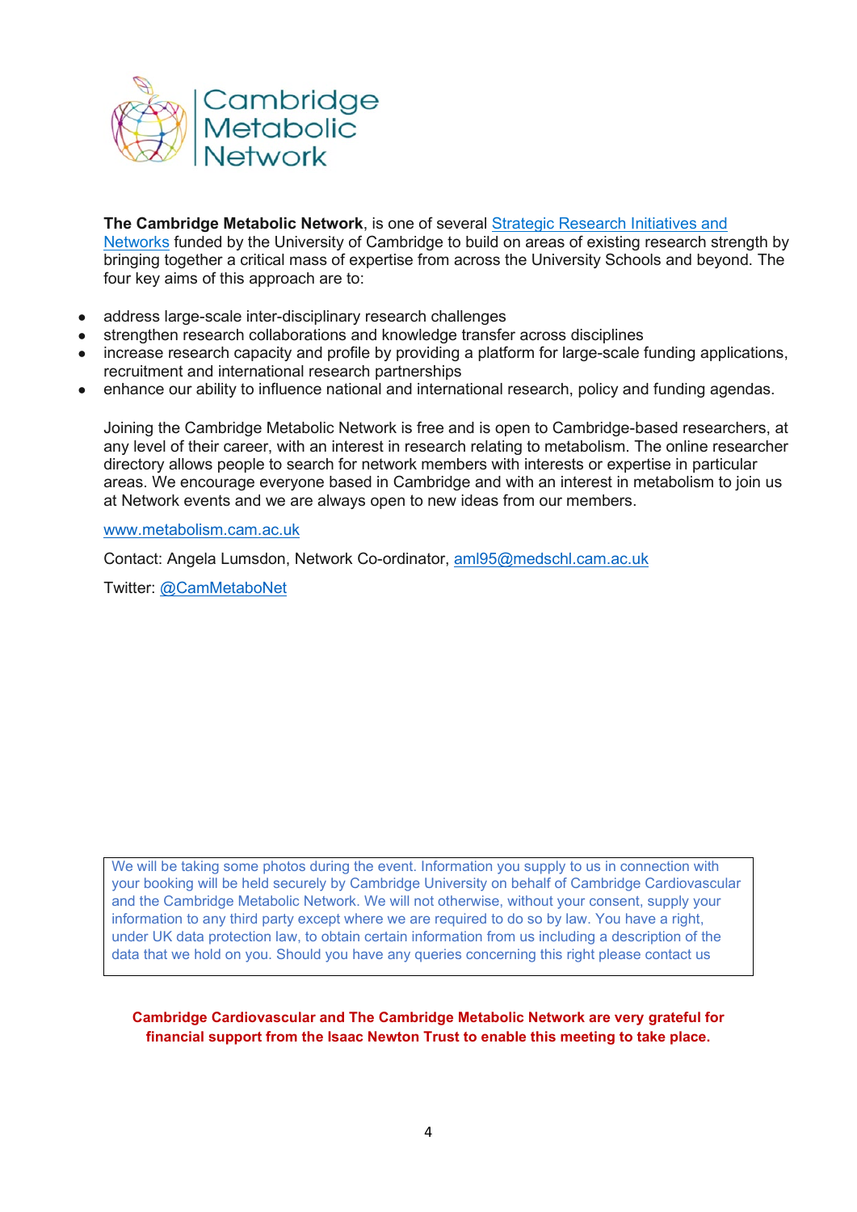Cambridge Metabolic Network

**The Cambridge Metabolic Network**, is one of several Strategic Research Initiatives and Networks funded by the University of Cambridge to build on areas of existing research strength by bringing together a critical mass of expertise from across the University Schools and beyond. The four key aims of this approach are to:

- address large-scale inter-disciplinary research challenges
- strengthen research collaborations and knowledge transfer across disciplines
- increase research capacity and profile by providing a platform for large-scale funding applications, recruitment and international research partnerships
- enhance our ability to influence national and international research, policy and funding agendas.

Joining the Cambridge Metabolic Network is free and is open to Cambridge-based researchers, at any level of their career, with an interest in research relating to metabolism. The online researcher directory allows people to search for network members with interests or expertise in particular areas. We encourage everyone based in Cambridge and with an interest in metabolism to join us at Network events and we are always open to new ideas from our members.

www.metabolism.cam.ac.uk

Contact: Angela Lumsdon, Network Co-ordinator, aml95@medschl.cam.ac.uk

Twitter: @CamMetaboNet

We will be taking some photos during the event. Information you supply to us in connection with your booking will be held securely by Cambridge University on behalf of Cambridge Cardiovascular and the Cambridge Metabolic Network. We will not otherwise, without your consent, supply your information to any third party except where we are required to do so by law. You have a right, under UK data protection law, to obtain certain information from us including a description of the data that we hold on you. Should you have any queries concerning this right please contact us

**Cambridge Cardiovascular and The Cambridge Metabolic Network are very grateful for financial support from the Isaac Newton Trust to enable this meeting to take place.**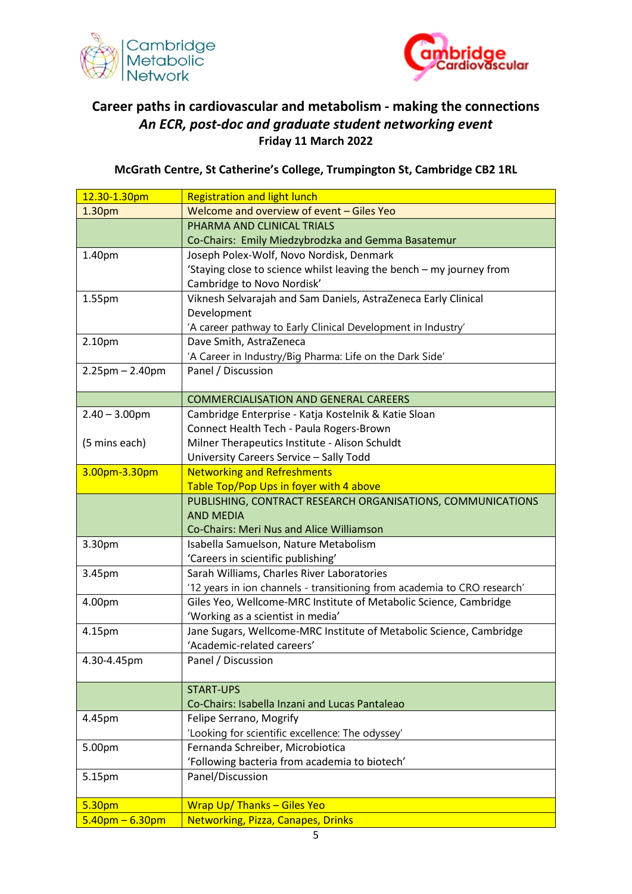## Career paths in cardiovascular and metabolism - making the connections

### *An ECR, post-doc and graduate student networking event*

**Friday 11 March 2022**

**McGrath Centre, St Catherine's College, Trumpington St, Cambridge CB2 1RL**

| | |
|---|---|
| 12.30-1.30pm | Registration and light lunch |
| 1.30pm | Welcome and overview of event – Giles Yeo |
| | PHARMA AND CLINICAL TRIALS<br>Co-Chairs: Emily Miedzybrodzka and Gemma Basatemur |
| 1.40pm | Joseph Polex-Wolf, Novo Nordisk, Denmark<br>'Staying close to science whilst leaving the bench – my journey from Cambridge to Novo Nordisk' |
| 1.55pm | Viknesh Selvarajah and Sam Daniels, AstraZeneca Early Clinical Development<br>'A career pathway to Early Clinical Development in Industry' |
| 2.10pm | Dave Smith, AstraZeneca<br>'A Career in Industry/Big Pharma: Life on the Dark Side' |
| 2.25pm – 2.40pm | Panel / Discussion |
| | COMMERCIALISATION AND GENERAL CAREERS |
| 2.40 – 3.00pm<br><br>(5 mins each) | Cambridge Enterprise - Katja Kostelnik & Katie Sloan<br>Connect Health Tech - Paula Rogers-Brown<br>Milner Therapeutics Institute - Alison Schuldt<br>University Careers Service – Sally Todd |
| 3.00pm-3.30pm | Networking and Refreshments<br>Table Top/Pop Ups in foyer with 4 above |
| | PUBLISHING, CONTRACT RESEARCH ORGANISATIONS, COMMUNICATIONS AND MEDIA<br>Co-Chairs: Meri Nus and Alice Williamson |
| 3.30pm | Isabella Samuelson, Nature Metabolism<br>'Careers in scientific publishing' |
| 3.45pm | Sarah Williams, Charles River Laboratories<br>'12 years in ion channels - transitioning from academia to CRO research' |
| 4.00pm | Giles Yeo, Wellcome-MRC Institute of Metabolic Science, Cambridge<br>'Working as a scientist in media' |
| 4.15pm | Jane Sugars, Wellcome-MRC Institute of Metabolic Science, Cambridge<br>'Academic-related careers' |
| 4.30-4.45pm | Panel / Discussion |
| | START-UPS<br>Co-Chairs: Isabella Inzani and Lucas Pantaleao |
| 4.45pm | Felipe Serrano, Mogrify<br>'Looking for scientific excellence: The odyssey' |
| 5.00pm | Fernanda Schreiber, Microbiotica<br>'Following bacteria from academia to biotech' |
| 5.15pm | Panel/Discussion |
| 5.30pm | Wrap Up/ Thanks – Giles Yeo |
| 5.40pm – 6.30pm | Networking, Pizza, Canapes, Drinks |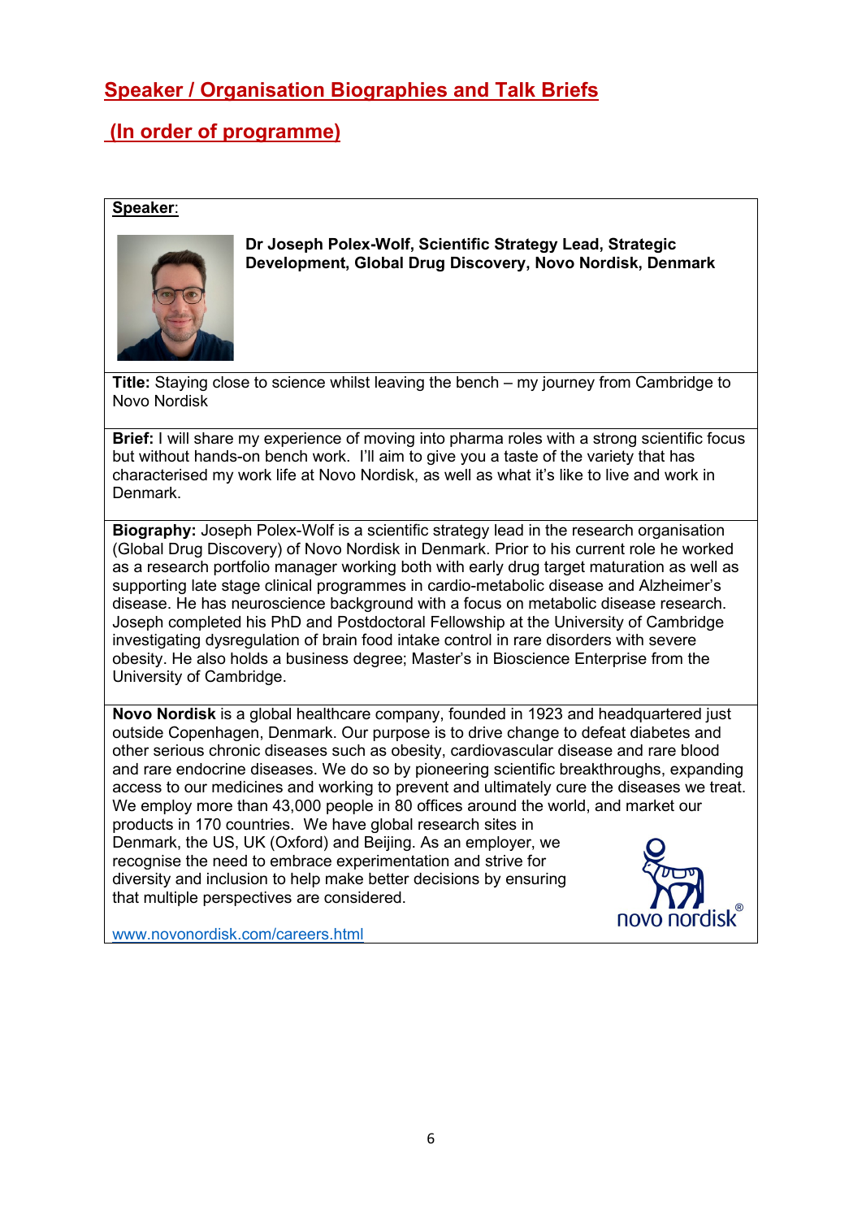## Speaker / Organisation Biographies and Talk Briefs

## (In order of programme)

**Speaker:**

**Dr Joseph Polex-Wolf, Scientific Strategy Lead, Strategic Development, Global Drug Discovery, Novo Nordisk, Denmark**

**Title:** Staying close to science whilst leaving the bench – my journey from Cambridge to Novo Nordisk

**Brief:** I will share my experience of moving into pharma roles with a strong scientific focus but without hands-on bench work. I'll aim to give you a taste of the variety that has characterised my work life at Novo Nordisk, as well as what it's like to live and work in Denmark.

**Biography:** Joseph Polex-Wolf is a scientific strategy lead in the research organisation (Global Drug Discovery) of Novo Nordisk in Denmark. Prior to his current role he worked as a research portfolio manager working both with early drug target maturation as well as supporting late stage clinical programmes in cardio-metabolic disease and Alzheimer's disease. He has neuroscience background with a focus on metabolic disease research. Joseph completed his PhD and Postdoctoral Fellowship at the University of Cambridge investigating dysregulation of brain food intake control in rare disorders with severe obesity. He also holds a business degree; Master's in Bioscience Enterprise from the University of Cambridge.

**Novo Nordisk** is a global healthcare company, founded in 1923 and headquartered just outside Copenhagen, Denmark. Our purpose is to drive change to defeat diabetes and other serious chronic diseases such as obesity, cardiovascular disease and rare blood and rare endocrine diseases. We do so by pioneering scientific breakthroughs, expanding access to our medicines and working to prevent and ultimately cure the diseases we treat. We employ more than 43,000 people in 80 offices around the world, and market our products in 170 countries. We have global research sites in Denmark, the US, UK (Oxford) and Beijing. As an employer, we recognise the need to embrace experimentation and strive for diversity and inclusion to help make better decisions by ensuring that multiple perspectives are considered.

www.novonordisk.com/careers.html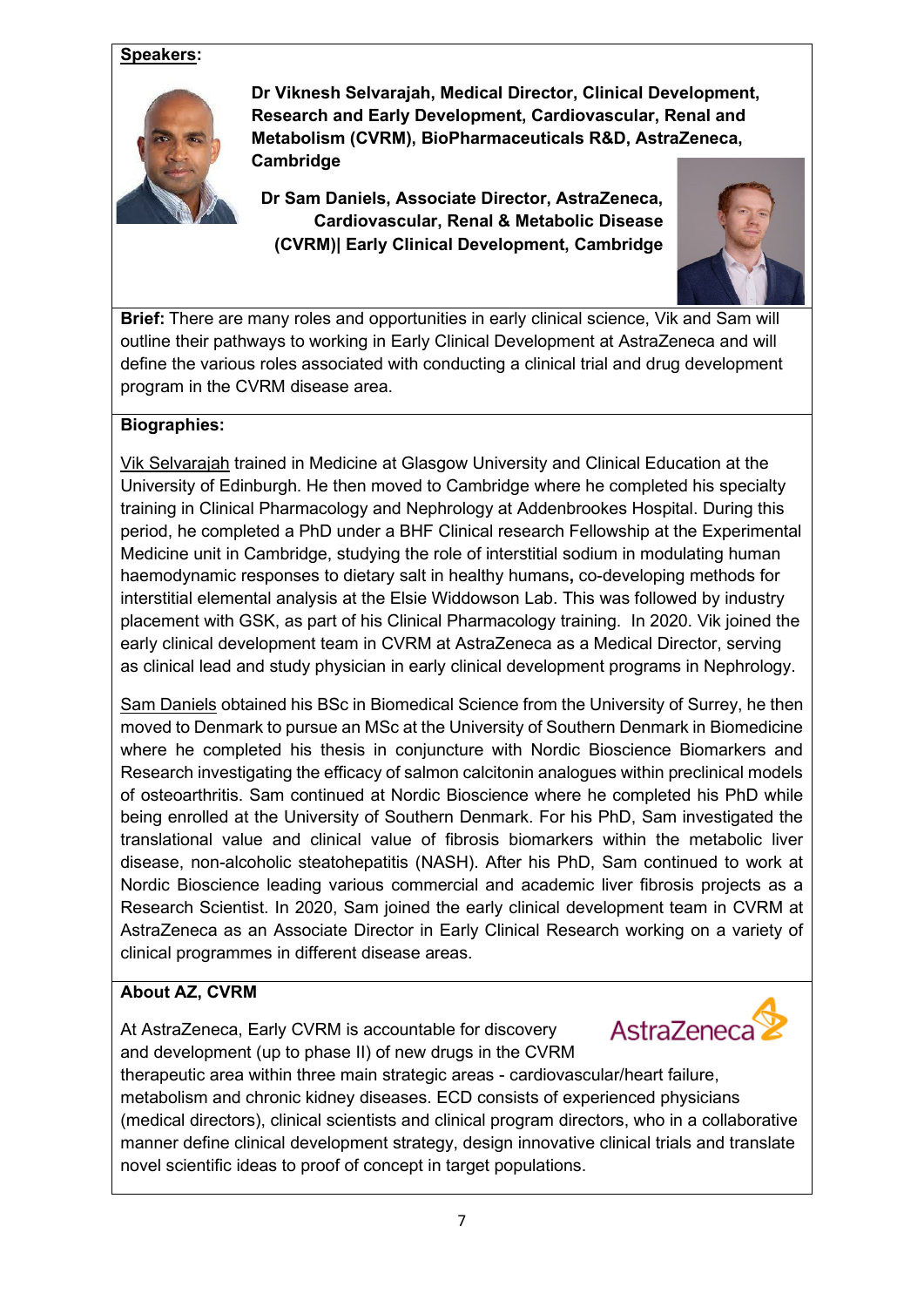**Speakers:**

**Dr Viknesh Selvarajah, Medical Director, Clinical Development, Research and Early Development, Cardiovascular, Renal and Metabolism (CVRM), BioPharmaceuticals R&D, AstraZeneca, Cambridge**

**Dr Sam Daniels, Associate Director, AstraZeneca, Cardiovascular, Renal & Metabolic Disease (CVRM)| Early Clinical Development, Cambridge**

**Brief:** There are many roles and opportunities in early clinical science, Vik and Sam will outline their pathways to working in Early Clinical Development at AstraZeneca and will define the various roles associated with conducting a clinical trial and drug development program in the CVRM disease area.

**Biographies:**

Vik Selvarajah trained in Medicine at Glasgow University and Clinical Education at the University of Edinburgh. He then moved to Cambridge where he completed his specialty training in Clinical Pharmacology and Nephrology at Addenbrookes Hospital. During this period, he completed a PhD under a BHF Clinical research Fellowship at the Experimental Medicine unit in Cambridge, studying the role of interstitial sodium in modulating human haemodynamic responses to dietary salt in healthy humans**,** co-developing methods for interstitial elemental analysis at the Elsie Widdowson Lab. This was followed by industry placement with GSK, as part of his Clinical Pharmacology training. In 2020. Vik joined the early clinical development team in CVRM at AstraZeneca as a Medical Director, serving as clinical lead and study physician in early clinical development programs in Nephrology.

Sam Daniels obtained his BSc in Biomedical Science from the University of Surrey, he then moved to Denmark to pursue an MSc at the University of Southern Denmark in Biomedicine where he completed his thesis in conjuncture with Nordic Bioscience Biomarkers and Research investigating the efficacy of salmon calcitonin analogues within preclinical models of osteoarthritis. Sam continued at Nordic Bioscience where he completed his PhD while being enrolled at the University of Southern Denmark. For his PhD, Sam investigated the translational value and clinical value of fibrosis biomarkers within the metabolic liver disease, non-alcoholic steatohepatitis (NASH). After his PhD, Sam continued to work at Nordic Bioscience leading various commercial and academic liver fibrosis projects as a Research Scientist. In 2020, Sam joined the early clinical development team in CVRM at AstraZeneca as an Associate Director in Early Clinical Research working on a variety of clinical programmes in different disease areas.

**About AZ, CVRM**

At AstraZeneca, Early CVRM is accountable for discovery and development (up to phase II) of new drugs in the CVRM therapeutic area within three main strategic areas - cardiovascular/heart failure, metabolism and chronic kidney diseases. ECD consists of experienced physicians (medical directors), clinical scientists and clinical program directors, who in a collaborative manner define clinical development strategy, design innovative clinical trials and translate novel scientific ideas to proof of concept in target populations.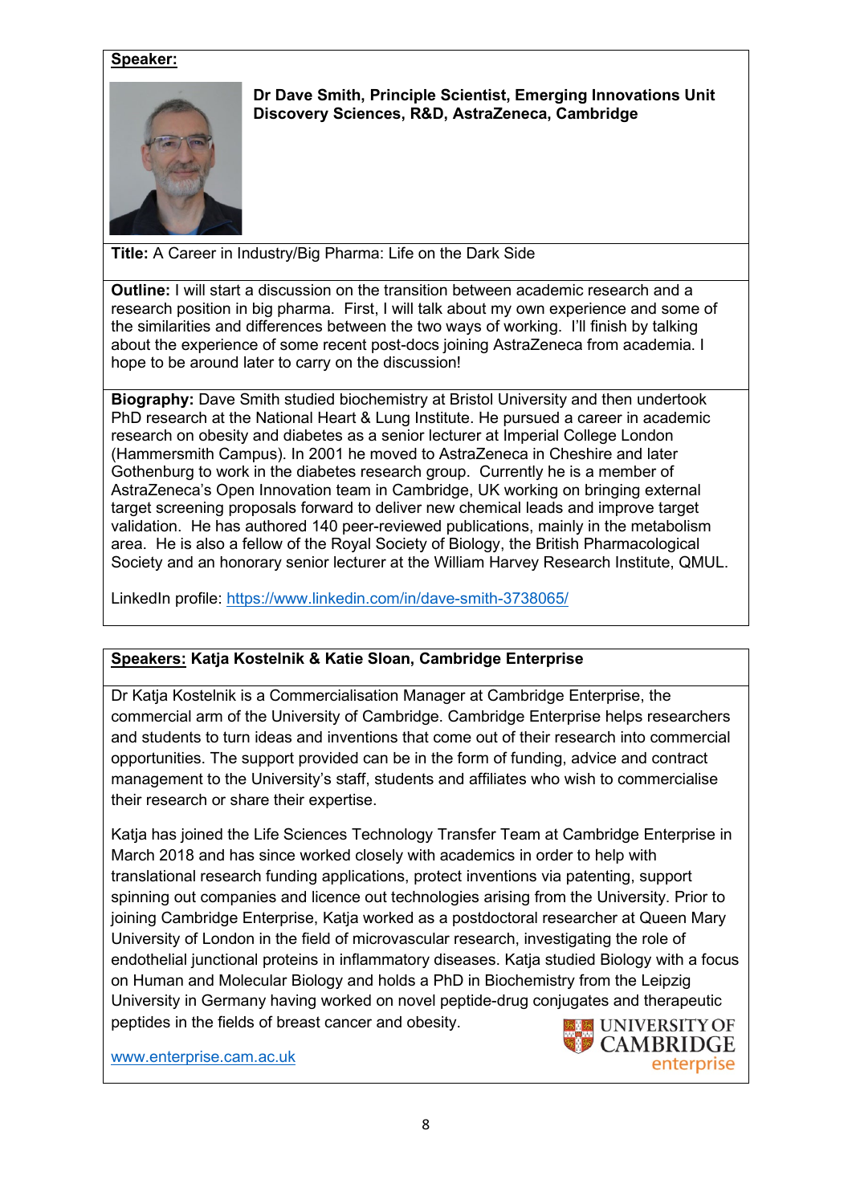**Speaker:**

**Dr Dave Smith, Principle Scientist, Emerging Innovations Unit Discovery Sciences, R&D, AstraZeneca, Cambridge**

**Title:** A Career in Industry/Big Pharma: Life on the Dark Side

**Outline:** I will start a discussion on the transition between academic research and a research position in big pharma. First, I will talk about my own experience and some of the similarities and differences between the two ways of working. I'll finish by talking about the experience of some recent post-docs joining AstraZeneca from academia. I hope to be around later to carry on the discussion!

**Biography:** Dave Smith studied biochemistry at Bristol University and then undertook PhD research at the National Heart & Lung Institute. He pursued a career in academic research on obesity and diabetes as a senior lecturer at Imperial College London (Hammersmith Campus). In 2001 he moved to AstraZeneca in Cheshire and later Gothenburg to work in the diabetes research group. Currently he is a member of AstraZeneca's Open Innovation team in Cambridge, UK working on bringing external target screening proposals forward to deliver new chemical leads and improve target validation. He has authored 140 peer-reviewed publications, mainly in the metabolism area. He is also a fellow of the Royal Society of Biology, the British Pharmacological Society and an honorary senior lecturer at the William Harvey Research Institute, QMUL.

LinkedIn profile: https://www.linkedin.com/in/dave-smith-3738065/

**Speakers: Katja Kostelnik & Katie Sloan, Cambridge Enterprise**

Dr Katja Kostelnik is a Commercialisation Manager at Cambridge Enterprise, the commercial arm of the University of Cambridge. Cambridge Enterprise helps researchers and students to turn ideas and inventions that come out of their research into commercial opportunities. The support provided can be in the form of funding, advice and contract management to the University's staff, students and affiliates who wish to commercialise their research or share their expertise.

Katja has joined the Life Sciences Technology Transfer Team at Cambridge Enterprise in March 2018 and has since worked closely with academics in order to help with translational research funding applications, protect inventions via patenting, support spinning out companies and licence out technologies arising from the University. Prior to joining Cambridge Enterprise, Katja worked as a postdoctoral researcher at Queen Mary University of London in the field of microvascular research, investigating the role of endothelial junctional proteins in inflammatory diseases. Katja studied Biology with a focus on Human and Molecular Biology and holds a PhD in Biochemistry from the Leipzig University in Germany having worked on novel peptide-drug conjugates and therapeutic peptides in the fields of breast cancer and obesity.

www.enterprise.cam.ac.uk

UNIVERSITY OF CAMBRIDGE enterprise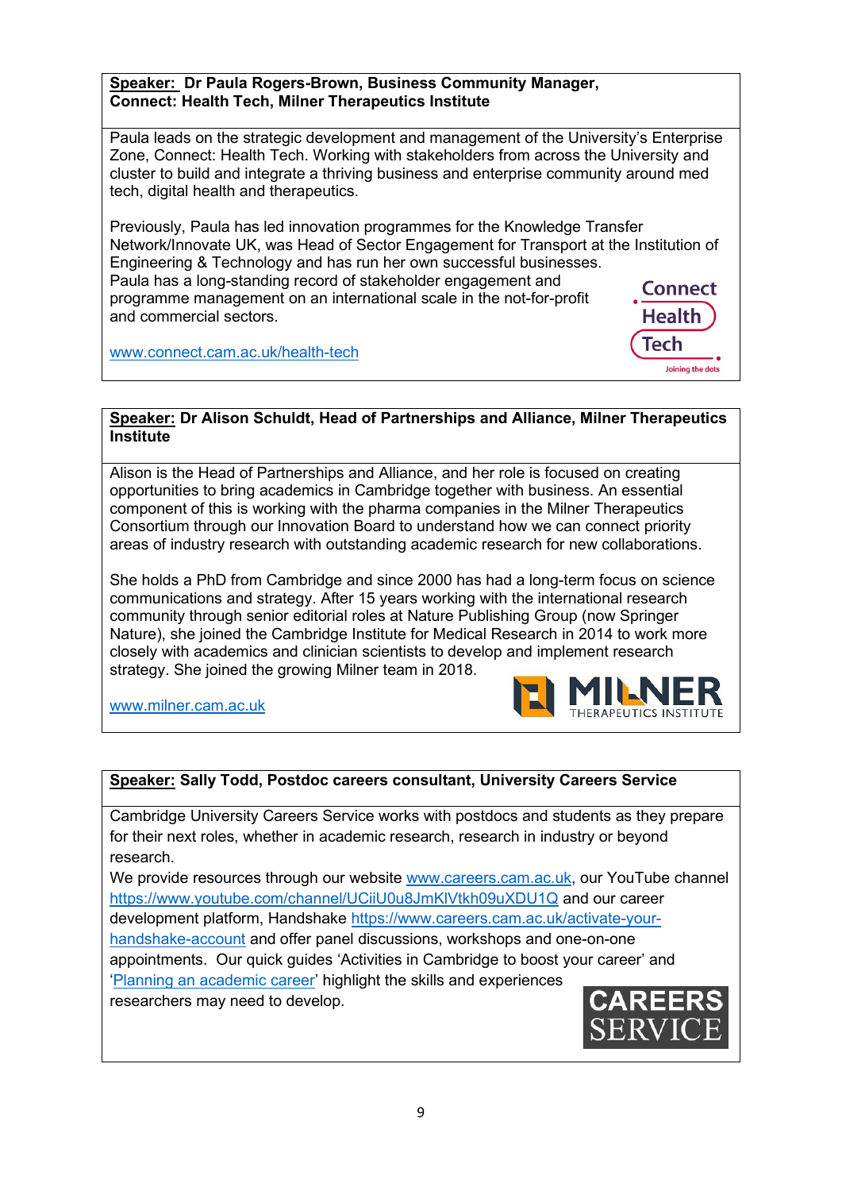**<u>Speaker:</u> Dr Paula Rogers-Brown, Business Community Manager, Connect: Health Tech, Milner Therapeutics Institute**

Paula leads on the strategic development and management of the University's Enterprise Zone, Connect: Health Tech. Working with stakeholders from across the University and cluster to build and integrate a thriving business and enterprise community around med tech, digital health and therapeutics.

Previously, Paula has led innovation programmes for the Knowledge Transfer Network/Innovate UK, was Head of Sector Engagement for Transport at the Institution of Engineering & Technology and has run her own successful businesses.
Paula has a long-standing record of stakeholder engagement and programme management on an international scale in the not-for-profit and commercial sectors.

[www.connect.cam.ac.uk/health-tech](www.connect.cam.ac.uk/health-tech)

**<u>Speaker:</u> Dr Alison Schuldt, Head of Partnerships and Alliance, Milner Therapeutics Institute**

Alison is the Head of Partnerships and Alliance, and her role is focused on creating opportunities to bring academics in Cambridge together with business. An essential component of this is working with the pharma companies in the Milner Therapeutics Consortium through our Innovation Board to understand how we can connect priority areas of industry research with outstanding academic research for new collaborations.

She holds a PhD from Cambridge and since 2000 has had a long-term focus on science communications and strategy. After 15 years working with the international research community through senior editorial roles at Nature Publishing Group (now Springer Nature), she joined the Cambridge Institute for Medical Research in 2014 to work more closely with academics and clinician scientists to develop and implement research strategy. She joined the growing Milner team in 2018.

[www.milner.cam.ac.uk](www.milner.cam.ac.uk)

**<u>Speaker:</u> Sally Todd, Postdoc careers consultant, University Careers Service**

Cambridge University Careers Service works with postdocs and students as they prepare for their next roles, whether in academic research, research in industry or beyond research.
We provide resources through our website [www.careers.cam.ac.uk](www.careers.cam.ac.uk), our YouTube channel [https://www.youtube.com/channel/UCiiU0u8JmKlVtkh09uXDU1Q](https://www.youtube.com/channel/UCiiU0u8JmKlVtkh09uXDU1Q) and our career development platform, Handshake [https://www.careers.cam.ac.uk/activate-your-handshake-account](https://www.careers.cam.ac.uk/activate-your-handshake-account) and offer panel discussions, workshops and one-on-one appointments. Our quick guides 'Activities in Cambridge to boost your career' and '[Planning an academic career]' highlight the skills and experiences researchers may need to develop.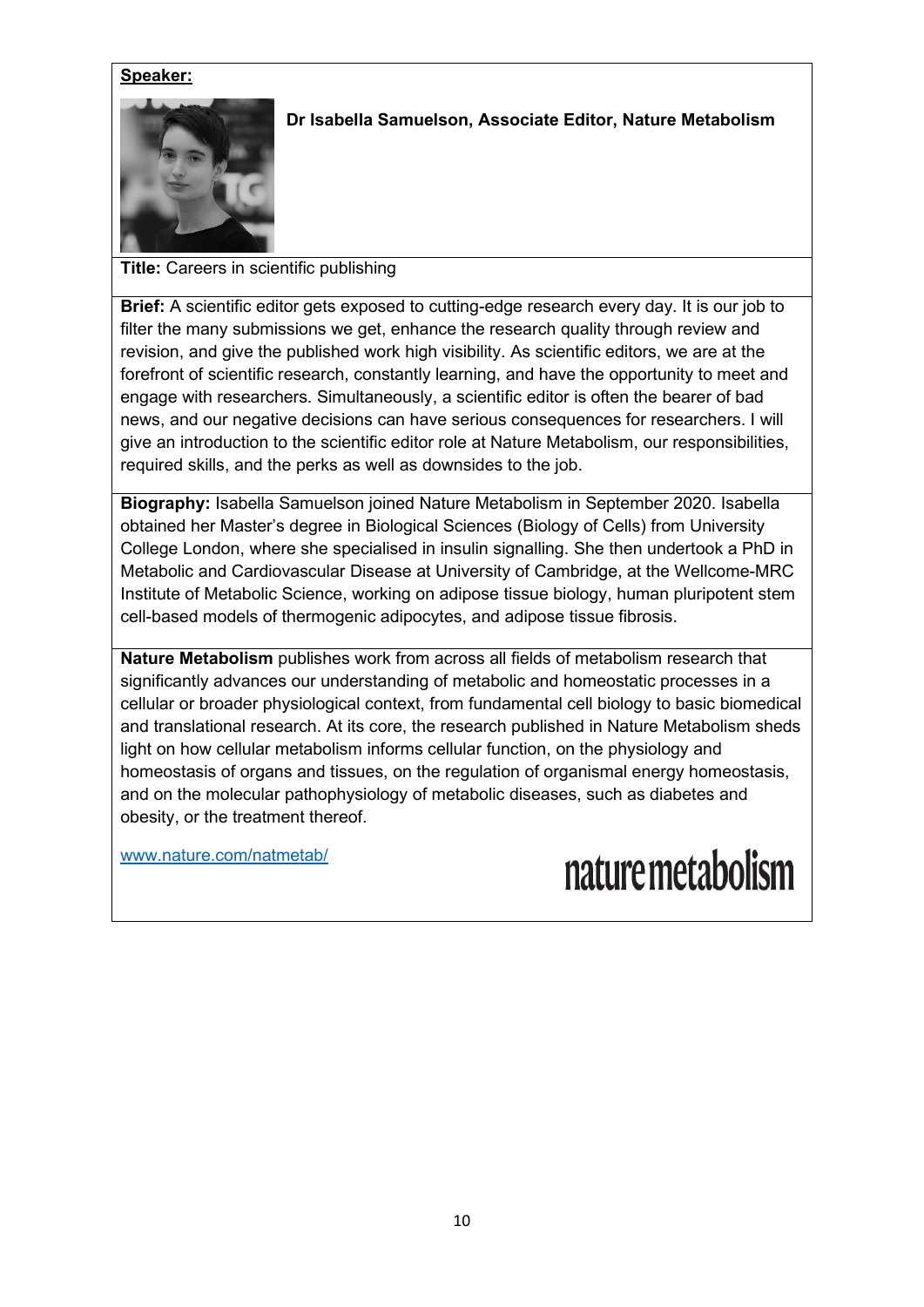**Speaker:**

**Dr Isabella Samuelson, Associate Editor, Nature Metabolism**

**Title:** Careers in scientific publishing

**Brief:** A scientific editor gets exposed to cutting-edge research every day. It is our job to filter the many submissions we get, enhance the research quality through review and revision, and give the published work high visibility. As scientific editors, we are at the forefront of scientific research, constantly learning, and have the opportunity to meet and engage with researchers. Simultaneously, a scientific editor is often the bearer of bad news, and our negative decisions can have serious consequences for researchers. I will give an introduction to the scientific editor role at Nature Metabolism, our responsibilities, required skills, and the perks as well as downsides to the job.

**Biography:** Isabella Samuelson joined Nature Metabolism in September 2020. Isabella obtained her Master's degree in Biological Sciences (Biology of Cells) from University College London, where she specialised in insulin signalling. She then undertook a PhD in Metabolic and Cardiovascular Disease at University of Cambridge, at the Wellcome-MRC Institute of Metabolic Science, working on adipose tissue biology, human pluripotent stem cell-based models of thermogenic adipocytes, and adipose tissue fibrosis.

**Nature Metabolism** publishes work from across all fields of metabolism research that significantly advances our understanding of metabolic and homeostatic processes in a cellular or broader physiological context, from fundamental cell biology to basic biomedical and translational research. At its core, the research published in Nature Metabolism sheds light on how cellular metabolism informs cellular function, on the physiology and homeostasis of organs and tissues, on the regulation of organismal energy homeostasis, and on the molecular pathophysiology of metabolic diseases, such as diabetes and obesity, or the treatment thereof.

[www.nature.com/natmetab/](http://www.nature.com/natmetab/)

nature metabolism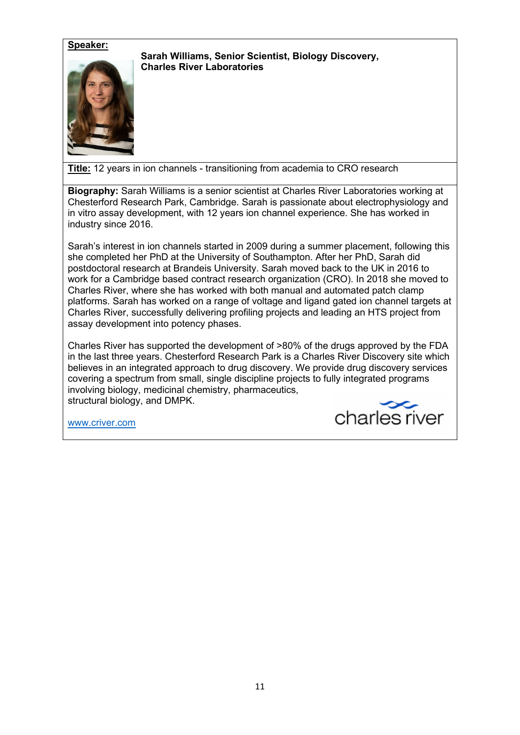**Speaker:**

**Sarah Williams, Senior Scientist, Biology Discovery, Charles River Laboratories**

**Title:** 12 years in ion channels - transitioning from academia to CRO research

**Biography:** Sarah Williams is a senior scientist at Charles River Laboratories working at Chesterford Research Park, Cambridge. Sarah is passionate about electrophysiology and in vitro assay development, with 12 years ion channel experience. She has worked in industry since 2016.

Sarah's interest in ion channels started in 2009 during a summer placement, following this she completed her PhD at the University of Southampton. After her PhD, Sarah did postdoctoral research at Brandeis University. Sarah moved back to the UK in 2016 to work for a Cambridge based contract research organization (CRO). In 2018 she moved to Charles River, where she has worked with both manual and automated patch clamp platforms. Sarah has worked on a range of voltage and ligand gated ion channel targets at Charles River, successfully delivering profiling projects and leading an HTS project from assay development into potency phases.

Charles River has supported the development of >80% of the drugs approved by the FDA in the last three years. Chesterford Research Park is a Charles River Discovery site which believes in an integrated approach to drug discovery. We provide drug discovery services covering a spectrum from small, single discipline projects to fully integrated programs involving biology, medicinal chemistry, pharmaceutics, structural biology, and DMPK.

www.criver.com

charles river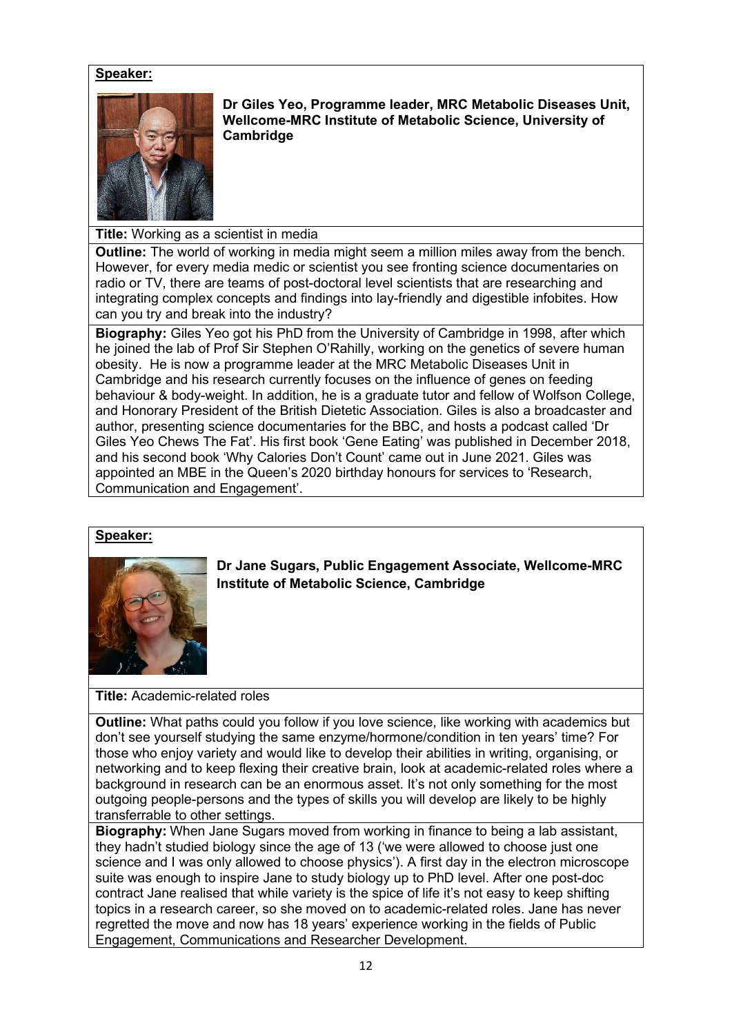**Speaker:**

**Dr Giles Yeo, Programme leader, MRC Metabolic Diseases Unit, Wellcome-MRC Institute of Metabolic Science, University of Cambridge**

**Title:** Working as a scientist in media

**Outline:** The world of working in media might seem a million miles away from the bench. However, for every media medic or scientist you see fronting science documentaries on radio or TV, there are teams of post-doctoral level scientists that are researching and integrating complex concepts and findings into lay-friendly and digestible infobites. How can you try and break into the industry?

**Biography:** Giles Yeo got his PhD from the University of Cambridge in 1998, after which he joined the lab of Prof Sir Stephen O'Rahilly, working on the genetics of severe human obesity. He is now a programme leader at the MRC Metabolic Diseases Unit in Cambridge and his research currently focuses on the influence of genes on feeding behaviour & body-weight. In addition, he is a graduate tutor and fellow of Wolfson College, and Honorary President of the British Dietetic Association. Giles is also a broadcaster and author, presenting science documentaries for the BBC, and hosts a podcast called 'Dr Giles Yeo Chews The Fat'. His first book 'Gene Eating' was published in December 2018, and his second book 'Why Calories Don't Count' came out in June 2021. Giles was appointed an MBE in the Queen's 2020 birthday honours for services to 'Research, Communication and Engagement'.

**Speaker:**

**Dr Jane Sugars, Public Engagement Associate, Wellcome-MRC Institute of Metabolic Science, Cambridge**

**Title:** Academic-related roles

**Outline:** What paths could you follow if you love science, like working with academics but don't see yourself studying the same enzyme/hormone/condition in ten years' time? For those who enjoy variety and would like to develop their abilities in writing, organising, or networking and to keep flexing their creative brain, look at academic-related roles where a background in research can be an enormous asset. It's not only something for the most outgoing people-persons and the types of skills you will develop are likely to be highly transferrable to other settings.

**Biography:** When Jane Sugars moved from working in finance to being a lab assistant, they hadn't studied biology since the age of 13 ('we were allowed to choose just one science and I was only allowed to choose physics'). A first day in the electron microscope suite was enough to inspire Jane to study biology up to PhD level. After one post-doc contract Jane realised that while variety is the spice of life it's not easy to keep shifting topics in a research career, so she moved on to academic-related roles. Jane has never regretted the move and now has 18 years' experience working in the fields of Public Engagement, Communications and Researcher Development.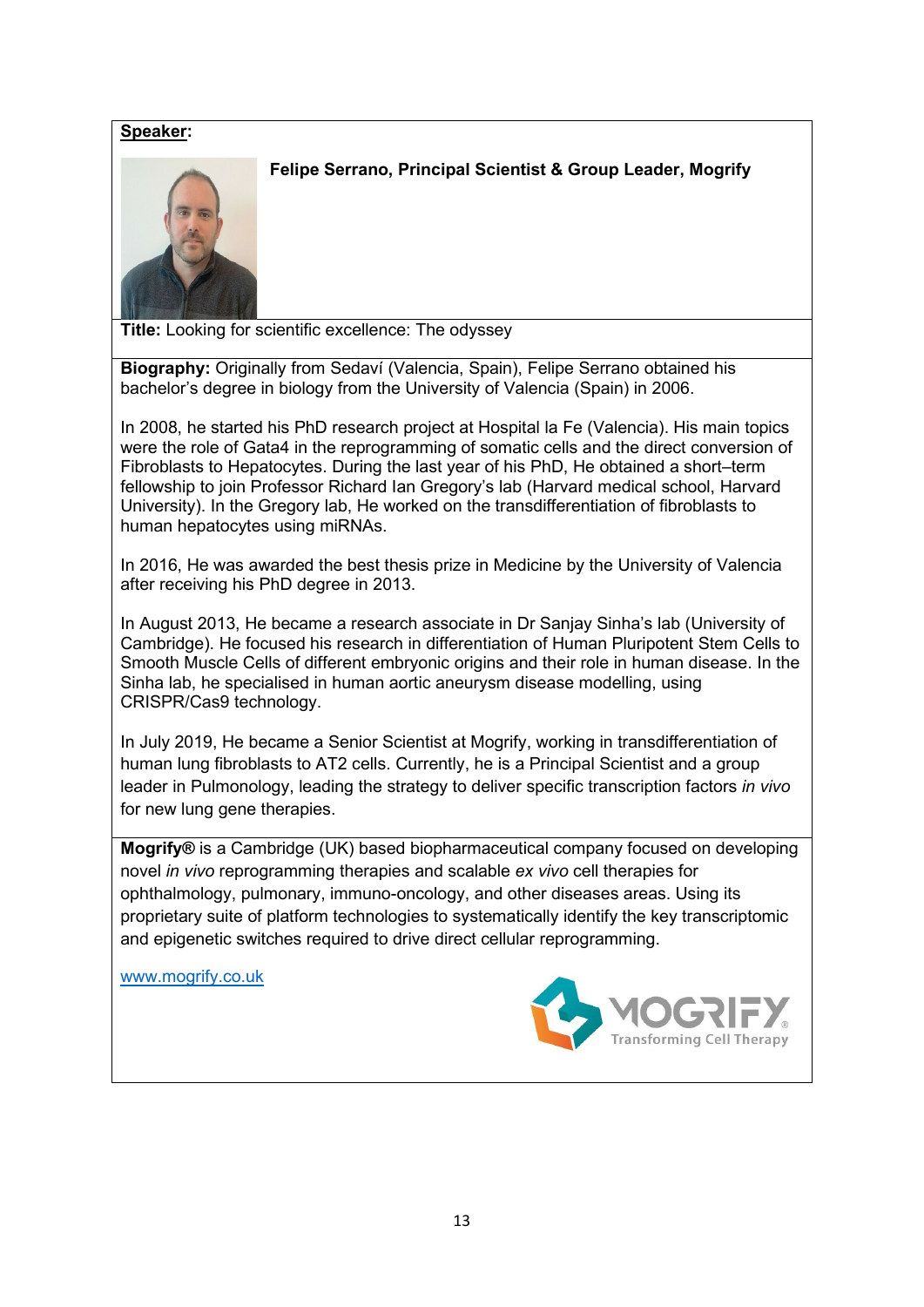**<u>Speaker</u>:**

**Felipe Serrano, Principal Scientist & Group Leader, Mogrify**

**Title:** Looking for scientific excellence: The odyssey

**Biography:** Originally from Sedaví (Valencia, Spain), Felipe Serrano obtained his bachelor's degree in biology from the University of Valencia (Spain) in 2006.

In 2008, he started his PhD research project at Hospital la Fe (Valencia). His main topics were the role of Gata4 in the reprogramming of somatic cells and the direct conversion of Fibroblasts to Hepatocytes. During the last year of his PhD, He obtained a short–term fellowship to join Professor Richard Ian Gregory's lab (Harvard medical school, Harvard University). In the Gregory lab, He worked on the transdifferentiation of fibroblasts to human hepatocytes using miRNAs.

In 2016, He was awarded the best thesis prize in Medicine by the University of Valencia after receiving his PhD degree in 2013.

In August 2013, He became a research associate in Dr Sanjay Sinha's lab (University of Cambridge). He focused his research in differentiation of Human Pluripotent Stem Cells to Smooth Muscle Cells of different embryonic origins and their role in human disease. In the Sinha lab, he specialised in human aortic aneurysm disease modelling, using CRISPR/Cas9 technology.

In July 2019, He became a Senior Scientist at Mogrify, working in transdifferentiation of human lung fibroblasts to AT2 cells. Currently, he is a Principal Scientist and a group leader in Pulmonology, leading the strategy to deliver specific transcription factors *in vivo* for new lung gene therapies.

**Mogrify®** is a Cambridge (UK) based biopharmaceutical company focused on developing novel *in vivo* reprogramming therapies and scalable *ex vivo* cell therapies for ophthalmology, pulmonary, immuno-oncology, and other diseases areas. Using its proprietary suite of platform technologies to systematically identify the key transcriptomic and epigenetic switches required to drive direct cellular reprogramming.

www.mogrify.co.uk

MOGRIFY® Transforming Cell Therapy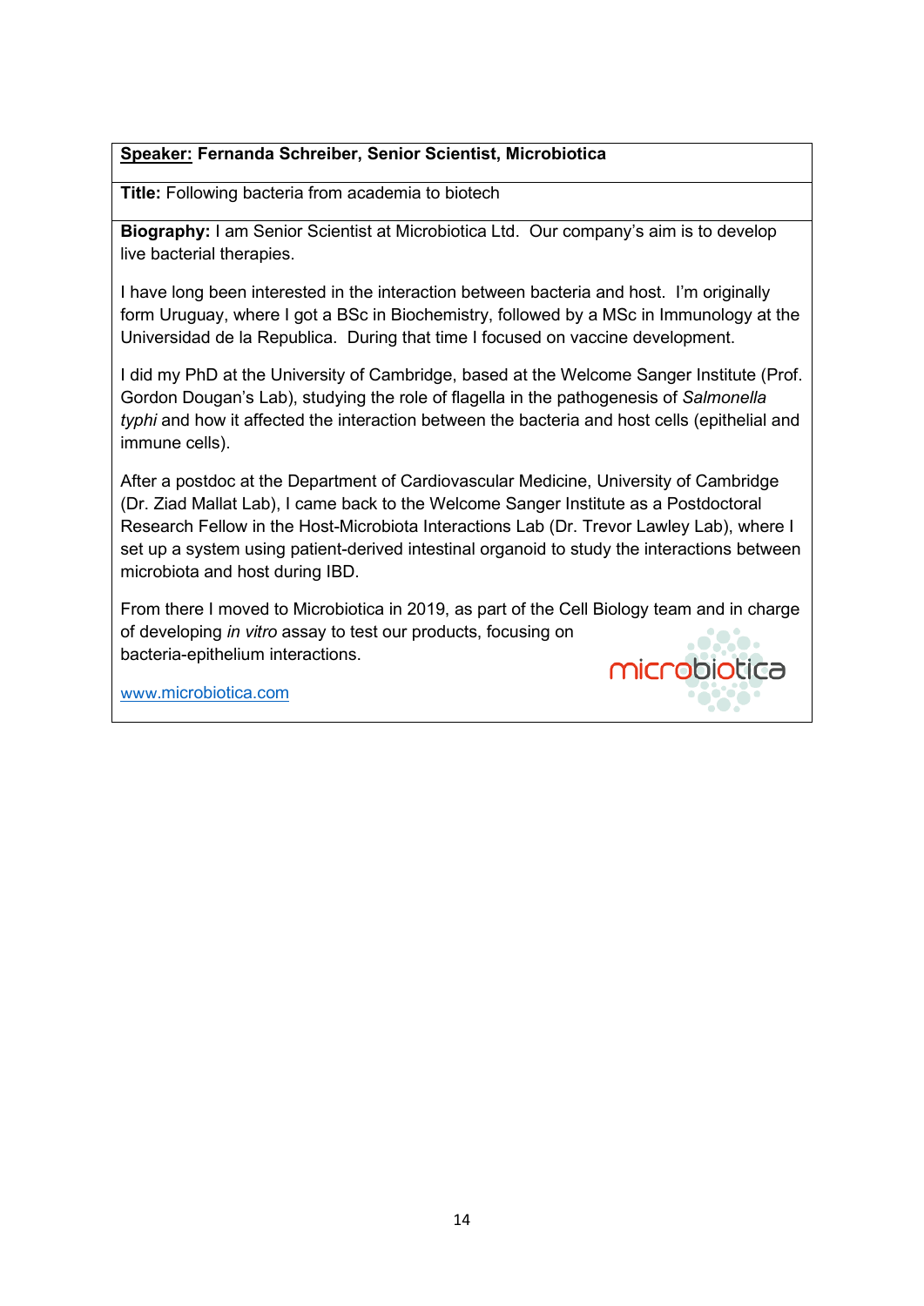**Speaker:** **Fernanda Schreiber, Senior Scientist, Microbiotica**

**Title:** Following bacteria from academia to biotech

**Biography:** I am Senior Scientist at Microbiotica Ltd. Our company's aim is to develop live bacterial therapies.

I have long been interested in the interaction between bacteria and host. I'm originally form Uruguay, where I got a BSc in Biochemistry, followed by a MSc in Immunology at the Universidad de la Republica. During that time I focused on vaccine development.

I did my PhD at the University of Cambridge, based at the Welcome Sanger Institute (Prof. Gordon Dougan's Lab), studying the role of flagella in the pathogenesis of *Salmonella typhi* and how it affected the interaction between the bacteria and host cells (epithelial and immune cells).

After a postdoc at the Department of Cardiovascular Medicine, University of Cambridge (Dr. Ziad Mallat Lab), I came back to the Welcome Sanger Institute as a Postdoctoral Research Fellow in the Host-Microbiota Interactions Lab (Dr. Trevor Lawley Lab), where I set up a system using patient-derived intestinal organoid to study the interactions between microbiota and host during IBD.

From there I moved to Microbiotica in 2019, as part of the Cell Biology team and in charge of developing *in vitro* assay to test our products, focusing on bacteria-epithelium interactions.

microbiotica

www.microbiotica.com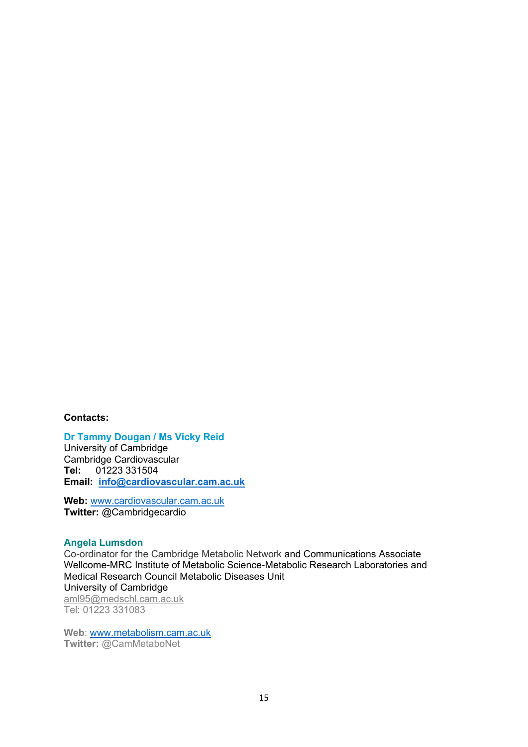**Contacts:**

**Dr Tammy Dougan / Ms Vicky Reid**
University of Cambridge
Cambridge Cardiovascular
**Tel:** 01223 331504
**Email:** **info@cardiovascular.cam.ac.uk**

**Web:** www.cardiovascular.cam.ac.uk
**Twitter:** @Cambridgecardio

**Angela Lumsdon**
Co-ordinator for the Cambridge Metabolic Network and Communications Associate
Wellcome-MRC Institute of Metabolic Science-Metabolic Research Laboratories and Medical Research Council Metabolic Diseases Unit
University of Cambridge
aml95@medschl.cam.ac.uk
Tel: 01223 331083

**Web**: www.metabolism.cam.ac.uk
**Twitter:** @CamMetaboNet